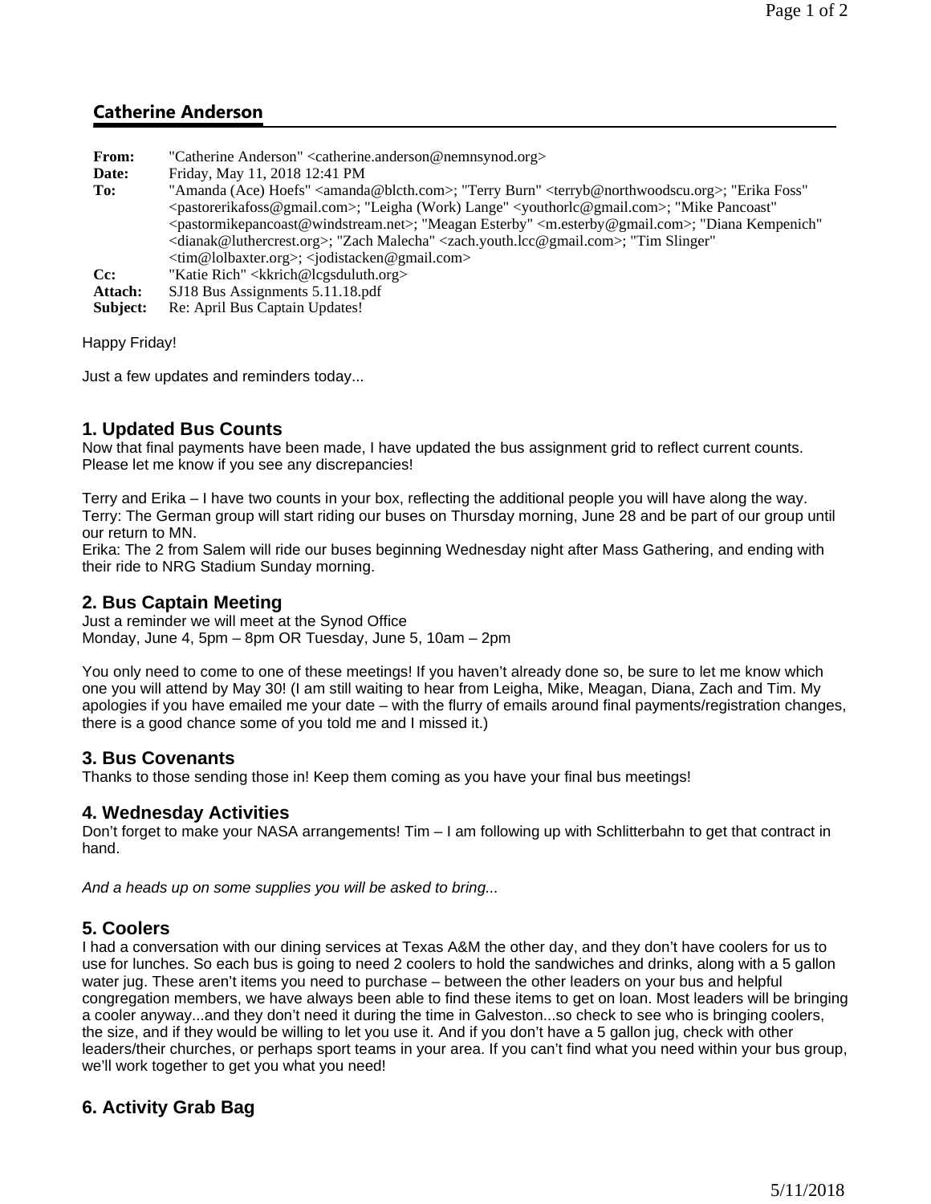## Catherine Anderson

**From:** "Catherine Anderson" <catherine.anderson@nemnsynod.org>
**Date:** Friday, May 11, 2018 12:41 PM
**To:** "Amanda (Ace) Hoefs" <amanda@blcth.com>; "Terry Burn" <terryb@northwoodscu.org>; "Erika Foss" <pastorerikafoss@gmail.com>; "Leigha (Work) Lange" <youthorlc@gmail.com>; "Mike Pancoast" <pastormikepancoast@windstream.net>; "Meagan Esterby" <m.esterby@gmail.com>; "Diana Kempenich" <dianak@luthercrest.org>; "Zach Malecha" <zach.youth.lcc@gmail.com>; "Tim Slinger" <tim@lolbaxter.org>; <jodistacken@gmail.com>
**Cc:** "Katie Rich" <kkrich@lcgsduluth.org>
**Attach:** SJ18 Bus Assignments 5.11.18.pdf
**Subject:** Re: April Bus Captain Updates!

Happy Friday!

Just a few updates and reminders today...

### 1. Updated Bus Counts

Now that final payments have been made, I have updated the bus assignment grid to reflect current counts. Please let me know if you see any discrepancies!

Terry and Erika – I have two counts in your box, reflecting the additional people you will have along the way.
Terry: The German group will start riding our buses on Thursday morning, June 28 and be part of our group until our return to MN.
Erika: The 2 from Salem will ride our buses beginning Wednesday night after Mass Gathering, and ending with their ride to NRG Stadium Sunday morning.

### 2. Bus Captain Meeting

Just a reminder we will meet at the Synod Office
Monday, June 4, 5pm – 8pm OR Tuesday, June 5, 10am – 2pm

You only need to come to one of these meetings! If you haven't already done so, be sure to let me know which one you will attend by May 30! (I am still waiting to hear from Leigha, Mike, Meagan, Diana, Zach and Tim. My apologies if you have emailed me your date – with the flurry of emails around final payments/registration changes, there is a good chance some of you told me and I missed it.)

### 3. Bus Covenants

Thanks to those sending those in! Keep them coming as you have your final bus meetings!

### 4. Wednesday Activities

Don't forget to make your NASA arrangements! Tim – I am following up with Schlitterbahn to get that contract in hand.

*And a heads up on some supplies you will be asked to bring...*

### 5. Coolers

I had a conversation with our dining services at Texas A&M the other day, and they don't have coolers for us to use for lunches. So each bus is going to need 2 coolers to hold the sandwiches and drinks, along with a 5 gallon water jug. These aren't items you need to purchase – between the other leaders on your bus and helpful congregation members, we have always been able to find these items to get on loan. Most leaders will be bringing a cooler anyway...and they don't need it during the time in Galveston...so check to see who is bringing coolers, the size, and if they would be willing to let you use it. And if you don't have a 5 gallon jug, check with other leaders/their churches, or perhaps sport teams in your area. If you can't find what you need within your bus group, we'll work together to get you what you need!

### 6. Activity Grab Bag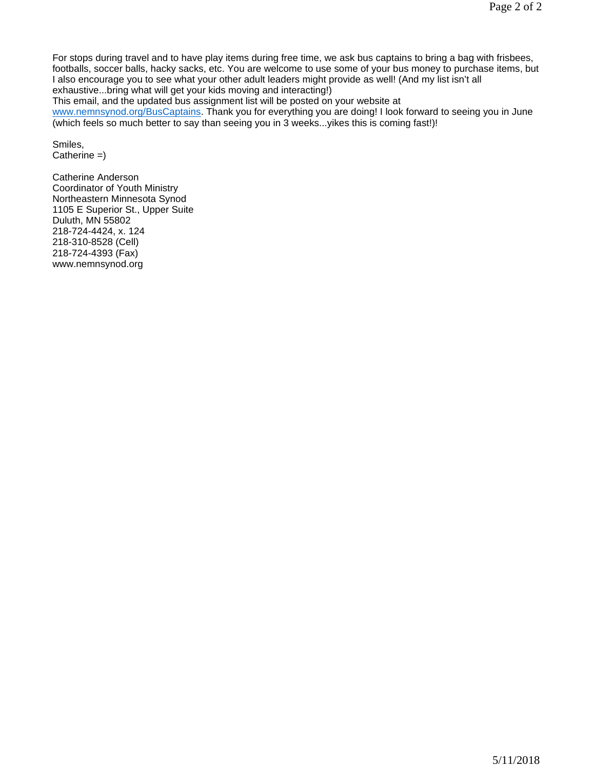For stops during travel and to have play items during free time, we ask bus captains to bring a bag with frisbees, footballs, soccer balls, hacky sacks, etc. You are welcome to use some of your bus money to purchase items, but I also encourage you to see what your other adult leaders might provide as well! (And my list isn't all exhaustive...bring what will get your kids moving and interacting!)

This email, and the updated bus assignment list will be posted on your website at [www.nemnsynod.org/BusCaptains](www.nemnsynod.org/BusCaptains). Thank you for everything you are doing! I look forward to seeing you in June (which feels so much better to say than seeing you in 3 weeks...yikes this is coming fast!)!

Smiles,
Catherine =)

Catherine Anderson
Coordinator of Youth Ministry
Northeastern Minnesota Synod
1105 E Superior St., Upper Suite
Duluth, MN 55802
218-724-4424, x. 124
218-310-8528 (Cell)
218-724-4393 (Fax)
www.nemnsynod.org